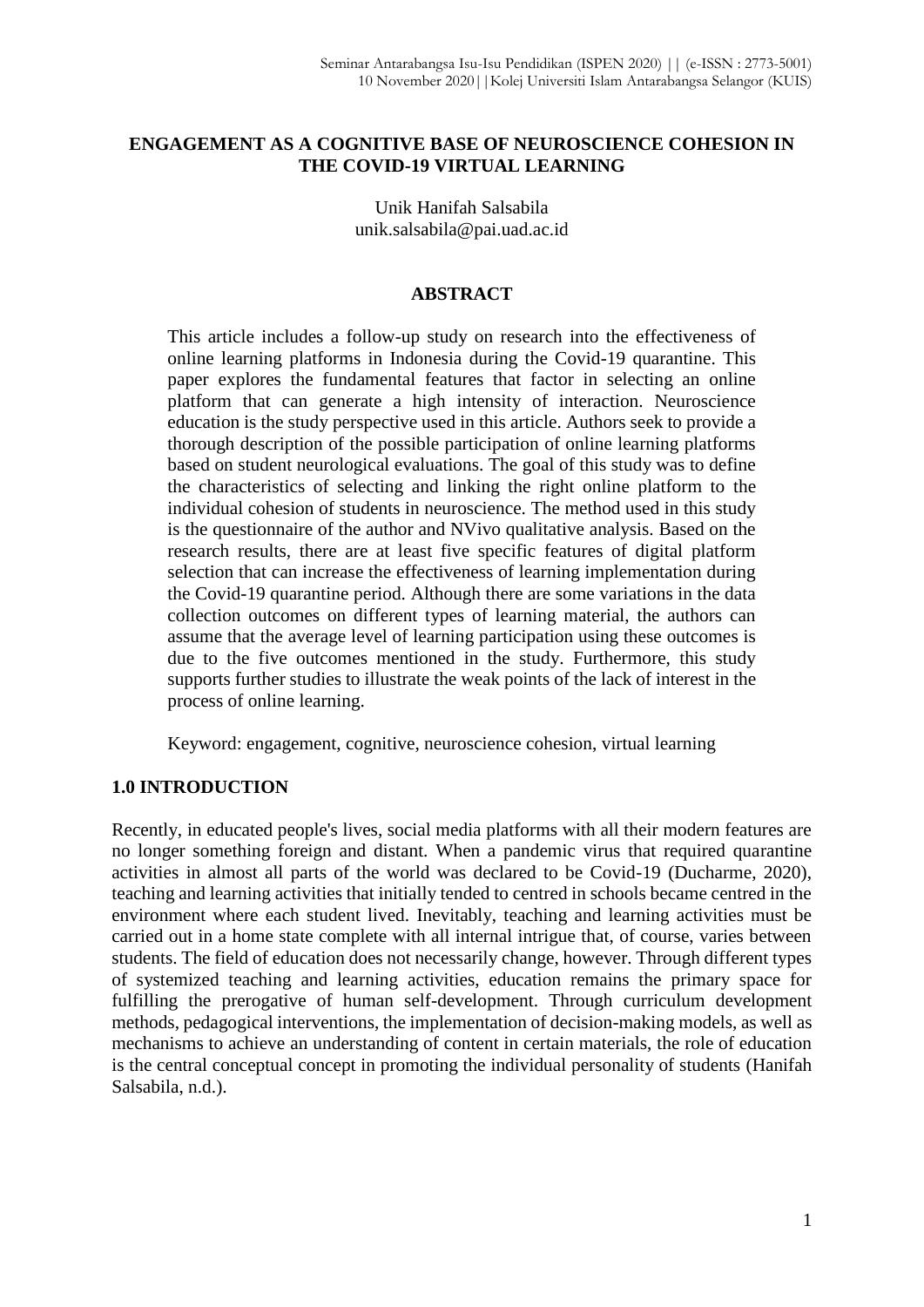# ENGAGEMENT AS A COGNITIVE BASE OF NEUROSCIENCE COHESION IN THE COVID-19 VIRTUAL LEARNING

Unik Hanifah Salsabila
unik.salsabila@pai.uad.ac.id

## ABSTRACT

This article includes a follow-up study on research into the effectiveness of online learning platforms in Indonesia during the Covid-19 quarantine. This paper explores the fundamental features that factor in selecting an online platform that can generate a high intensity of interaction. Neuroscience education is the study perspective used in this article. Authors seek to provide a thorough description of the possible participation of online learning platforms based on student neurological evaluations. The goal of this study was to define the characteristics of selecting and linking the right online platform to the individual cohesion of students in neuroscience. The method used in this study is the questionnaire of the author and NVivo qualitative analysis. Based on the research results, there are at least five specific features of digital platform selection that can increase the effectiveness of learning implementation during the Covid-19 quarantine period. Although there are some variations in the data collection outcomes on different types of learning material, the authors can assume that the average level of learning participation using these outcomes is due to the five outcomes mentioned in the study. Furthermore, this study supports further studies to illustrate the weak points of the lack of interest in the process of online learning.

Keyword: engagement, cognitive, neuroscience cohesion, virtual learning

## 1.0 INTRODUCTION

Recently, in educated people's lives, social media platforms with all their modern features are no longer something foreign and distant. When a pandemic virus that required quarantine activities in almost all parts of the world was declared to be Covid-19 (Ducharme, 2020), teaching and learning activities that initially tended to centred in schools became centred in the environment where each student lived. Inevitably, teaching and learning activities must be carried out in a home state complete with all internal intrigue that, of course, varies between students. The field of education does not necessarily change, however. Through different types of systemized teaching and learning activities, education remains the primary space for fulfilling the prerogative of human self-development. Through curriculum development methods, pedagogical interventions, the implementation of decision-making models, as well as mechanisms to achieve an understanding of content in certain materials, the role of education is the central conceptual concept in promoting the individual personality of students (Hanifah Salsabila, n.d.).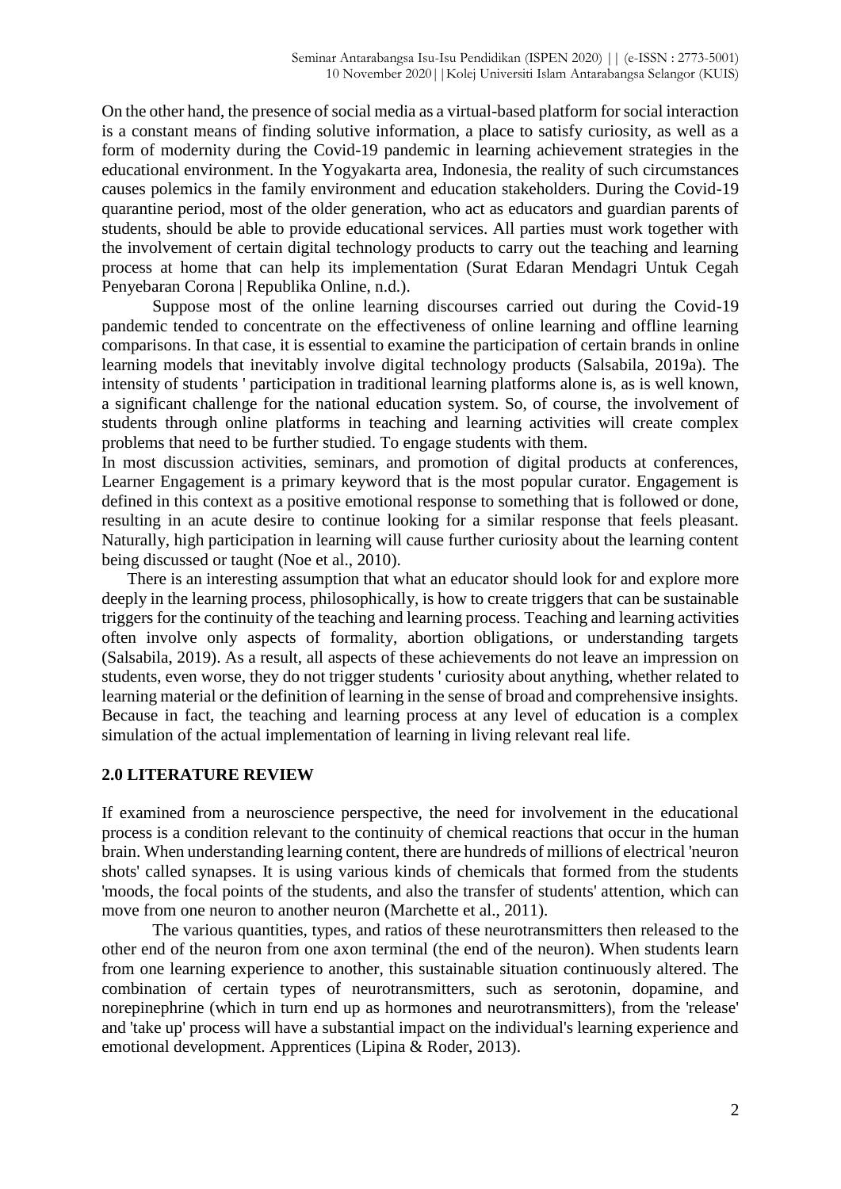On the other hand, the presence of social media as a virtual-based platform for social interaction is a constant means of finding solutive information, a place to satisfy curiosity, as well as a form of modernity during the Covid-19 pandemic in learning achievement strategies in the educational environment. In the Yogyakarta area, Indonesia, the reality of such circumstances causes polemics in the family environment and education stakeholders. During the Covid-19 quarantine period, most of the older generation, who act as educators and guardian parents of students, should be able to provide educational services. All parties must work together with the involvement of certain digital technology products to carry out the teaching and learning process at home that can help its implementation (Surat Edaran Mendagri Untuk Cegah Penyebaran Corona | Republika Online, n.d.).

Suppose most of the online learning discourses carried out during the Covid-19 pandemic tended to concentrate on the effectiveness of online learning and offline learning comparisons. In that case, it is essential to examine the participation of certain brands in online learning models that inevitably involve digital technology products (Salsabila, 2019a). The intensity of students ' participation in traditional learning platforms alone is, as is well known, a significant challenge for the national education system. So, of course, the involvement of students through online platforms in teaching and learning activities will create complex problems that need to be further studied. To engage students with them.

In most discussion activities, seminars, and promotion of digital products at conferences, Learner Engagement is a primary keyword that is the most popular curator. Engagement is defined in this context as a positive emotional response to something that is followed or done, resulting in an acute desire to continue looking for a similar response that feels pleasant. Naturally, high participation in learning will cause further curiosity about the learning content being discussed or taught (Noe et al., 2010).

There is an interesting assumption that what an educator should look for and explore more deeply in the learning process, philosophically, is how to create triggers that can be sustainable triggers for the continuity of the teaching and learning process. Teaching and learning activities often involve only aspects of formality, abortion obligations, or understanding targets (Salsabila, 2019). As a result, all aspects of these achievements do not leave an impression on students, even worse, they do not trigger students ' curiosity about anything, whether related to learning material or the definition of learning in the sense of broad and comprehensive insights. Because in fact, the teaching and learning process at any level of education is a complex simulation of the actual implementation of learning in living relevant real life.

## 2.0 LITERATURE REVIEW

If examined from a neuroscience perspective, the need for involvement in the educational process is a condition relevant to the continuity of chemical reactions that occur in the human brain. When understanding learning content, there are hundreds of millions of electrical 'neuron shots' called synapses. It is using various kinds of chemicals that formed from the students 'moods, the focal points of the students, and also the transfer of students' attention, which can move from one neuron to another neuron (Marchette et al., 2011).

The various quantities, types, and ratios of these neurotransmitters then released to the other end of the neuron from one axon terminal (the end of the neuron). When students learn from one learning experience to another, this sustainable situation continuously altered. The combination of certain types of neurotransmitters, such as serotonin, dopamine, and norepinephrine (which in turn end up as hormones and neurotransmitters), from the 'release' and 'take up' process will have a substantial impact on the individual's learning experience and emotional development. Apprentices (Lipina & Roder, 2013).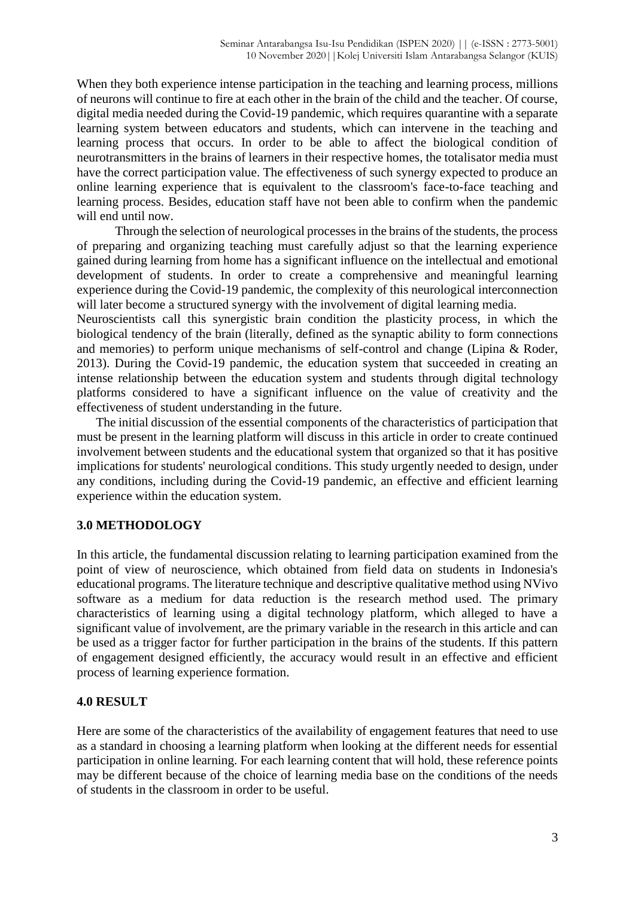When they both experience intense participation in the teaching and learning process, millions of neurons will continue to fire at each other in the brain of the child and the teacher. Of course, digital media needed during the Covid-19 pandemic, which requires quarantine with a separate learning system between educators and students, which can intervene in the teaching and learning process that occurs. In order to be able to affect the biological condition of neurotransmitters in the brains of learners in their respective homes, the totalisator media must have the correct participation value. The effectiveness of such synergy expected to produce an online learning experience that is equivalent to the classroom's face-to-face teaching and learning process. Besides, education staff have not been able to confirm when the pandemic will end until now.

Through the selection of neurological processes in the brains of the students, the process of preparing and organizing teaching must carefully adjust so that the learning experience gained during learning from home has a significant influence on the intellectual and emotional development of students. In order to create a comprehensive and meaningful learning experience during the Covid-19 pandemic, the complexity of this neurological interconnection will later become a structured synergy with the involvement of digital learning media.

Neuroscientists call this synergistic brain condition the plasticity process, in which the biological tendency of the brain (literally, defined as the synaptic ability to form connections and memories) to perform unique mechanisms of self-control and change (Lipina & Roder, 2013). During the Covid-19 pandemic, the education system that succeeded in creating an intense relationship between the education system and students through digital technology platforms considered to have a significant influence on the value of creativity and the effectiveness of student understanding in the future.

The initial discussion of the essential components of the characteristics of participation that must be present in the learning platform will discuss in this article in order to create continued involvement between students and the educational system that organized so that it has positive implications for students' neurological conditions. This study urgently needed to design, under any conditions, including during the Covid-19 pandemic, an effective and efficient learning experience within the education system.

## 3.0 METHODOLOGY

In this article, the fundamental discussion relating to learning participation examined from the point of view of neuroscience, which obtained from field data on students in Indonesia's educational programs. The literature technique and descriptive qualitative method using NVivo software as a medium for data reduction is the research method used. The primary characteristics of learning using a digital technology platform, which alleged to have a significant value of involvement, are the primary variable in the research in this article and can be used as a trigger factor for further participation in the brains of the students. If this pattern of engagement designed efficiently, the accuracy would result in an effective and efficient process of learning experience formation.

## 4.0 RESULT

Here are some of the characteristics of the availability of engagement features that need to use as a standard in choosing a learning platform when looking at the different needs for essential participation in online learning. For each learning content that will hold, these reference points may be different because of the choice of learning media base on the conditions of the needs of students in the classroom in order to be useful.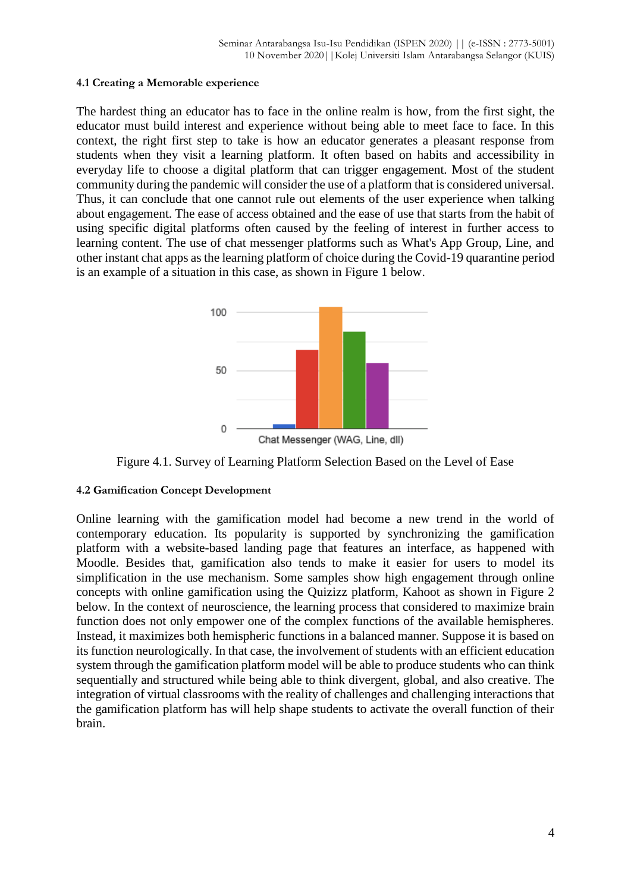### 4.1 Creating a Memorable experience

The hardest thing an educator has to face in the online realm is how, from the first sight, the educator must build interest and experience without being able to meet face to face. In this context, the right first step to take is how an educator generates a pleasant response from students when they visit a learning platform. It often based on habits and accessibility in everyday life to choose a digital platform that can trigger engagement. Most of the student community during the pandemic will consider the use of a platform that is considered universal. Thus, it can conclude that one cannot rule out elements of the user experience when talking about engagement. The ease of access obtained and the ease of use that starts from the habit of using specific digital platforms often caused by the feeling of interest in further access to learning content. The use of chat messenger platforms such as What's App Group, Line, and other instant chat apps as the learning platform of choice during the Covid-19 quarantine period is an example of a situation in this case, as shown in Figure 1 below.

Figure 4.1. Survey of Learning Platform Selection Based on the Level of Ease

### 4.2 Gamification Concept Development

Online learning with the gamification model had become a new trend in the world of contemporary education. Its popularity is supported by synchronizing the gamification platform with a website-based landing page that features an interface, as happened with Moodle. Besides that, gamification also tends to make it easier for users to model its simplification in the use mechanism. Some samples show high engagement through online concepts with online gamification using the Quizizz platform, Kahoot as shown in Figure 2 below. In the context of neuroscience, the learning process that considered to maximize brain function does not only empower one of the complex functions of the available hemispheres. Instead, it maximizes both hemispheric functions in a balanced manner. Suppose it is based on its function neurologically. In that case, the involvement of students with an efficient education system through the gamification platform model will be able to produce students who can think sequentially and structured while being able to think divergent, global, and also creative. The integration of virtual classrooms with the reality of challenges and challenging interactions that the gamification platform has will help shape students to activate the overall function of their brain.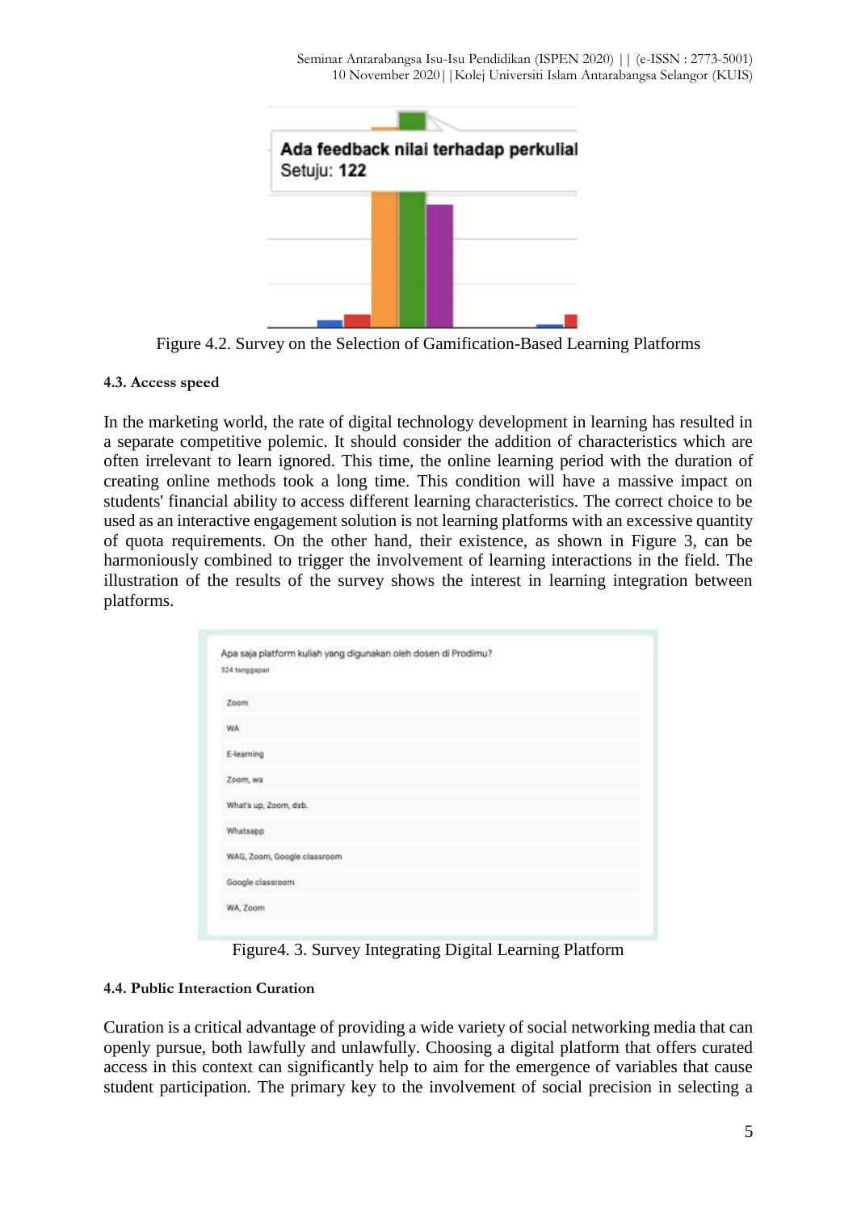Ada feedback nilai terhadap perkulial

Setuju: 122

Figure 4.2. Survey on the Selection of Gamification-Based Learning Platforms

#### 4.3. Access speed

In the marketing world, the rate of digital technology development in learning has resulted in a separate competitive polemic. It should consider the addition of characteristics which are often irrelevant to learn ignored. This time, the online learning period with the duration of creating online methods took a long time. This condition will have a massive impact on students' financial ability to access different learning characteristics. The correct choice to be used as an interactive engagement solution is not learning platforms with an excessive quantity of quota requirements. On the other hand, their existence, as shown in Figure 3, can be harmoniously combined to trigger the involvement of learning interactions in the field. The illustration of the results of the survey shows the interest in learning integration between platforms.

Apa saja platform kuliah yang digunakan oleh dosen di Prodimu?

324 tanggapan

- Zoom
- WA
- E-learning
- Zoom, wa
- What's up, Zoom, dsb.
- Whatsapp
- WAG, Zoom, Google classroom
- Google classroom
- WA, Zoom

Figure4. 3. Survey Integrating Digital Learning Platform

#### 4.4. Public Interaction Curation

Curation is a critical advantage of providing a wide variety of social networking media that can openly pursue, both lawfully and unlawfully. Choosing a digital platform that offers curated access in this context can significantly help to aim for the emergence of variables that cause student participation. The primary key to the involvement of social precision in selecting a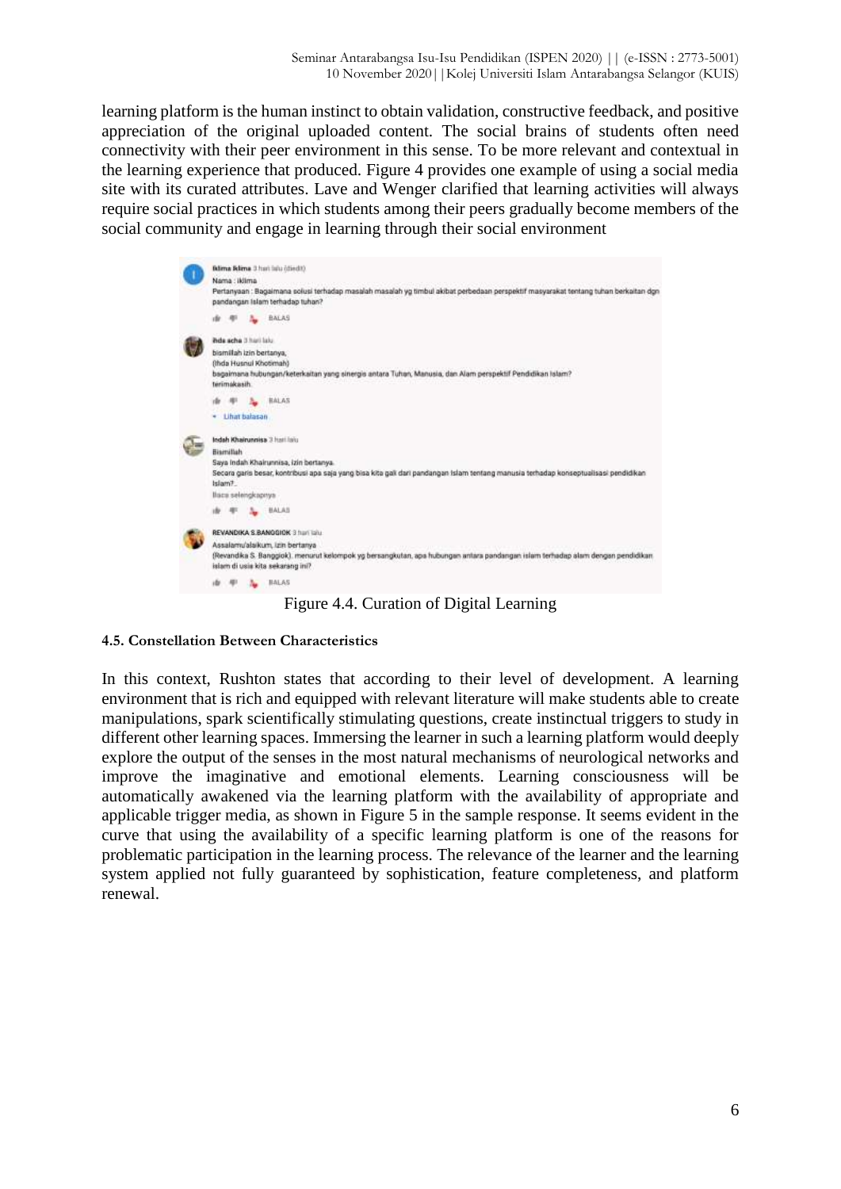learning platform is the human instinct to obtain validation, constructive feedback, and positive appreciation of the original uploaded content. The social brains of students often need connectivity with their peer environment in this sense. To be more relevant and contextual in the learning experience that produced. Figure 4 provides one example of using a social media site with its curated attributes. Lave and Wenger clarified that learning activities will always require social practices in which students among their peers gradually become members of the social community and engage in learning through their social environment

Figure 4.4. Curation of Digital Learning

#### 4.5. Constellation Between Characteristics

In this context, Rushton states that according to their level of development. A learning environment that is rich and equipped with relevant literature will make students able to create manipulations, spark scientifically stimulating questions, create instinctual triggers to study in different other learning spaces. Immersing the learner in such a learning platform would deeply explore the output of the senses in the most natural mechanisms of neurological networks and improve the imaginative and emotional elements. Learning consciousness will be automatically awakened via the learning platform with the availability of appropriate and applicable trigger media, as shown in Figure 5 in the sample response. It seems evident in the curve that using the availability of a specific learning platform is one of the reasons for problematic participation in the learning process. The relevance of the learner and the learning system applied not fully guaranteed by sophistication, feature completeness, and platform renewal.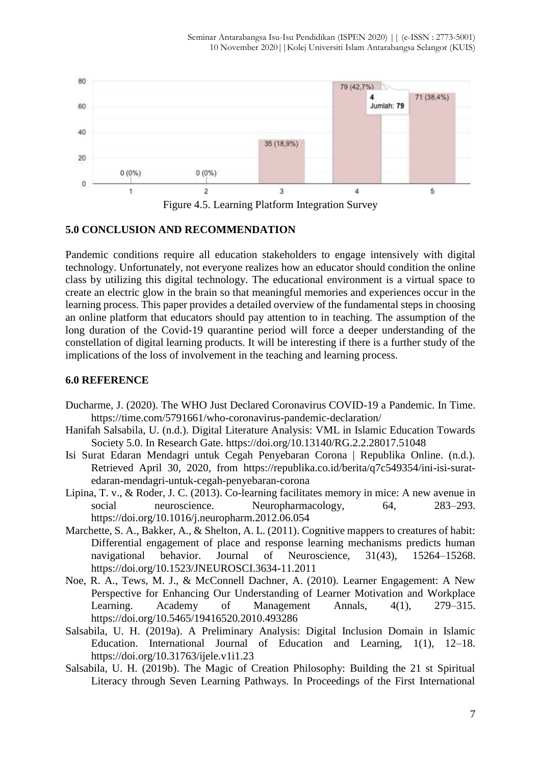Figure 4.5. Learning Platform Integration Survey

## 5.0 CONCLUSION AND RECOMMENDATION

Pandemic conditions require all education stakeholders to engage intensively with digital technology. Unfortunately, not everyone realizes how an educator should condition the online class by utilizing this digital technology. The educational environment is a virtual space to create an electric glow in the brain so that meaningful memories and experiences occur in the learning process. This paper provides a detailed overview of the fundamental steps in choosing an online platform that educators should pay attention to in teaching. The assumption of the long duration of the Covid-19 quarantine period will force a deeper understanding of the constellation of digital learning products. It will be interesting if there is a further study of the implications of the loss of involvement in the teaching and learning process.

## 6.0 REFERENCE

Ducharme, J. (2020). The WHO Just Declared Coronavirus COVID-19 a Pandemic. In Time. https://time.com/5791661/who-coronavirus-pandemic-declaration/

Hanifah Salsabila, U. (n.d.). Digital Literature Analysis: VML in Islamic Education Towards Society 5.0. In Research Gate. https://doi.org/10.13140/RG.2.2.28017.51048

Isi Surat Edaran Mendagri untuk Cegah Penyebaran Corona | Republika Online. (n.d.). Retrieved April 30, 2020, from https://republika.co.id/berita/q7c549354/ini-isi-surat-edaran-mendagri-untuk-cegah-penyebaran-corona

Lipina, T. v., & Roder, J. C. (2013). Co-learning facilitates memory in mice: A new avenue in social neuroscience. Neuropharmacology, 64, 283–293. https://doi.org/10.1016/j.neuropharm.2012.06.054

Marchette, S. A., Bakker, A., & Shelton, A. L. (2011). Cognitive mappers to creatures of habit: Differential engagement of place and response learning mechanisms predicts human navigational behavior. Journal of Neuroscience, 31(43), 15264–15268. https://doi.org/10.1523/JNEUROSCI.3634-11.2011

Noe, R. A., Tews, M. J., & McConnell Dachner, A. (2010). Learner Engagement: A New Perspective for Enhancing Our Understanding of Learner Motivation and Workplace Learning. Academy of Management Annals, 4(1), 279–315. https://doi.org/10.5465/19416520.2010.493286

Salsabila, U. H. (2019a). A Preliminary Analysis: Digital Inclusion Domain in Islamic Education. International Journal of Education and Learning, 1(1), 12–18. https://doi.org/10.31763/ijele.v1i1.23

Salsabila, U. H. (2019b). The Magic of Creation Philosophy: Building the 21 st Spiritual Literacy through Seven Learning Pathways. In Proceedings of the First International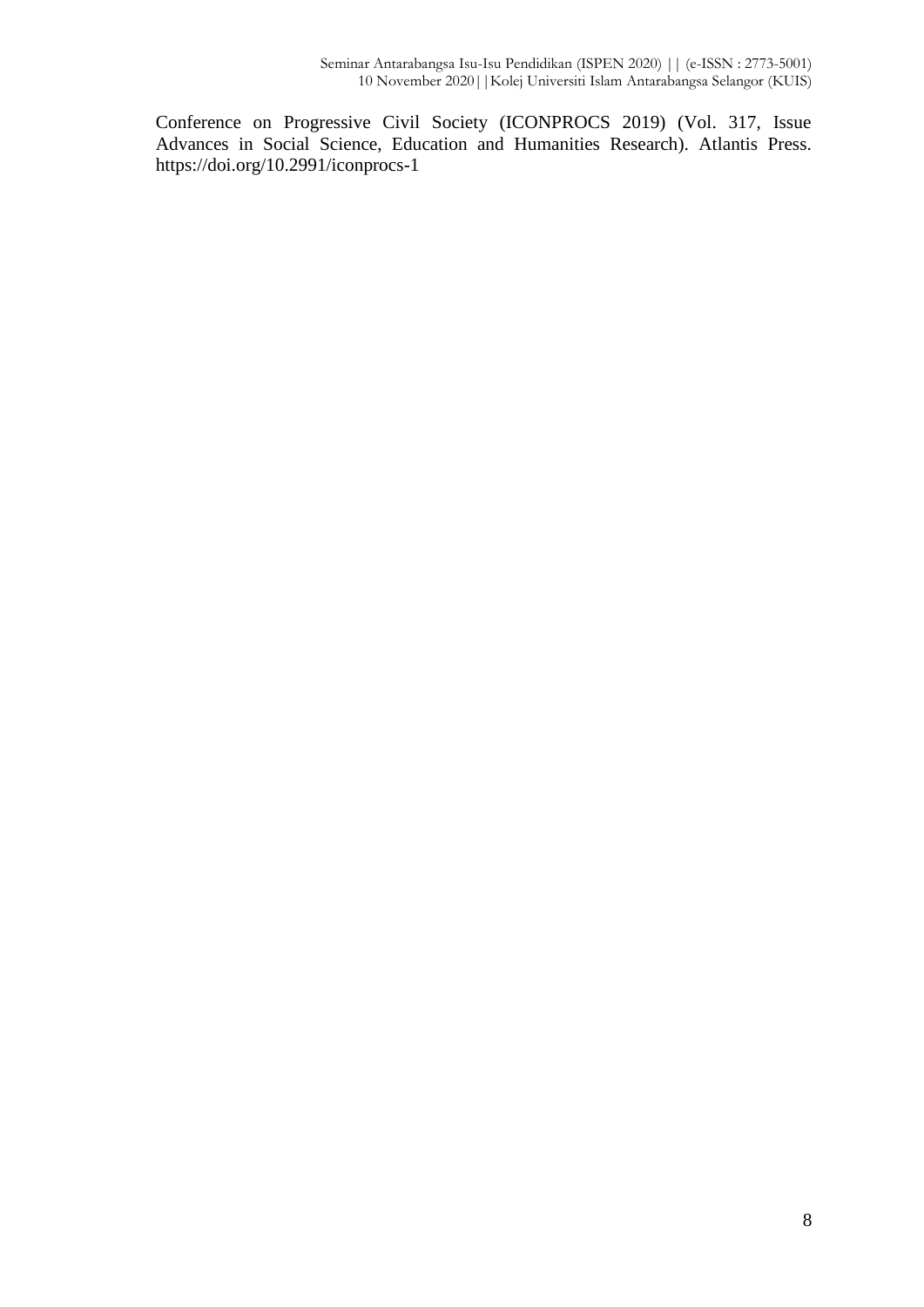Conference on Progressive Civil Society (ICONPROCS 2019) (Vol. 317, Issue Advances in Social Science, Education and Humanities Research). Atlantis Press. https://doi.org/10.2991/iconprocs-1